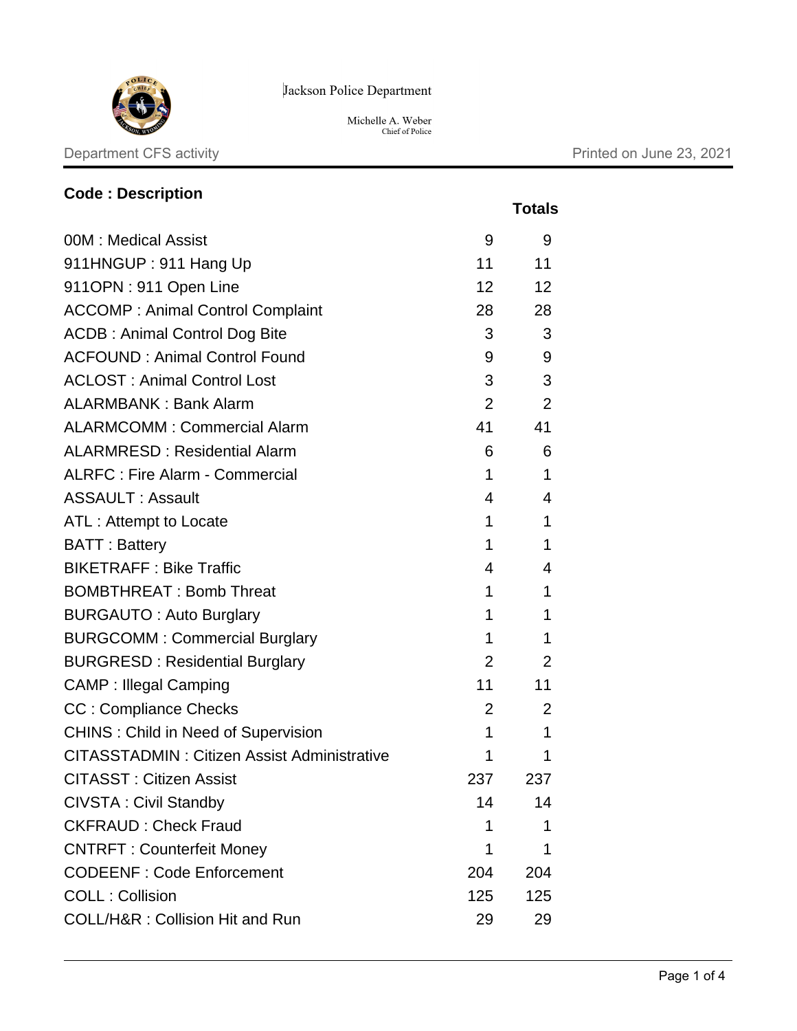Jackson Police Department

Michelle A. Weber
Chief of Police

Department CFS activity

Printed on June 23, 2021

| Code : Description | | Totals |
|---|---|---|
| 00M : Medical Assist | 9 | 9 |
| 911HNGUP : 911 Hang Up | 11 | 11 |
| 911OPN : 911 Open Line | 12 | 12 |
| ACCOMP : Animal Control Complaint | 28 | 28 |
| ACDB : Animal Control Dog Bite | 3 | 3 |
| ACFOUND : Animal Control Found | 9 | 9 |
| ACLOST : Animal Control Lost | 3 | 3 |
| ALARMBANK : Bank Alarm | 2 | 2 |
| ALARMCOMM : Commercial Alarm | 41 | 41 |
| ALARMRESD : Residential Alarm | 6 | 6 |
| ALRFC : Fire Alarm - Commercial | 1 | 1 |
| ASSAULT : Assault | 4 | 4 |
| ATL : Attempt to Locate | 1 | 1 |
| BATT : Battery | 1 | 1 |
| BIKETRAFF : Bike Traffic | 4 | 4 |
| BOMBTHREAT : Bomb Threat | 1 | 1 |
| BURGAUTO : Auto Burglary | 1 | 1 |
| BURGCOMM : Commercial Burglary | 1 | 1 |
| BURGRESD : Residential Burglary | 2 | 2 |
| CAMP : Illegal Camping | 11 | 11 |
| CC : Compliance Checks | 2 | 2 |
| CHINS : Child in Need of Supervision | 1 | 1 |
| CITASSTADMIN : Citizen Assist Administrative | 1 | 1 |
| CITASST : Citizen Assist | 237 | 237 |
| CIVSTA : Civil Standby | 14 | 14 |
| CKFRAUD : Check Fraud | 1 | 1 |
| CNTRFT : Counterfeit Money | 1 | 1 |
| CODEENF : Code Enforcement | 204 | 204 |
| COLL : Collision | 125 | 125 |
| COLL/H&R : Collision Hit and Run | 29 | 29 |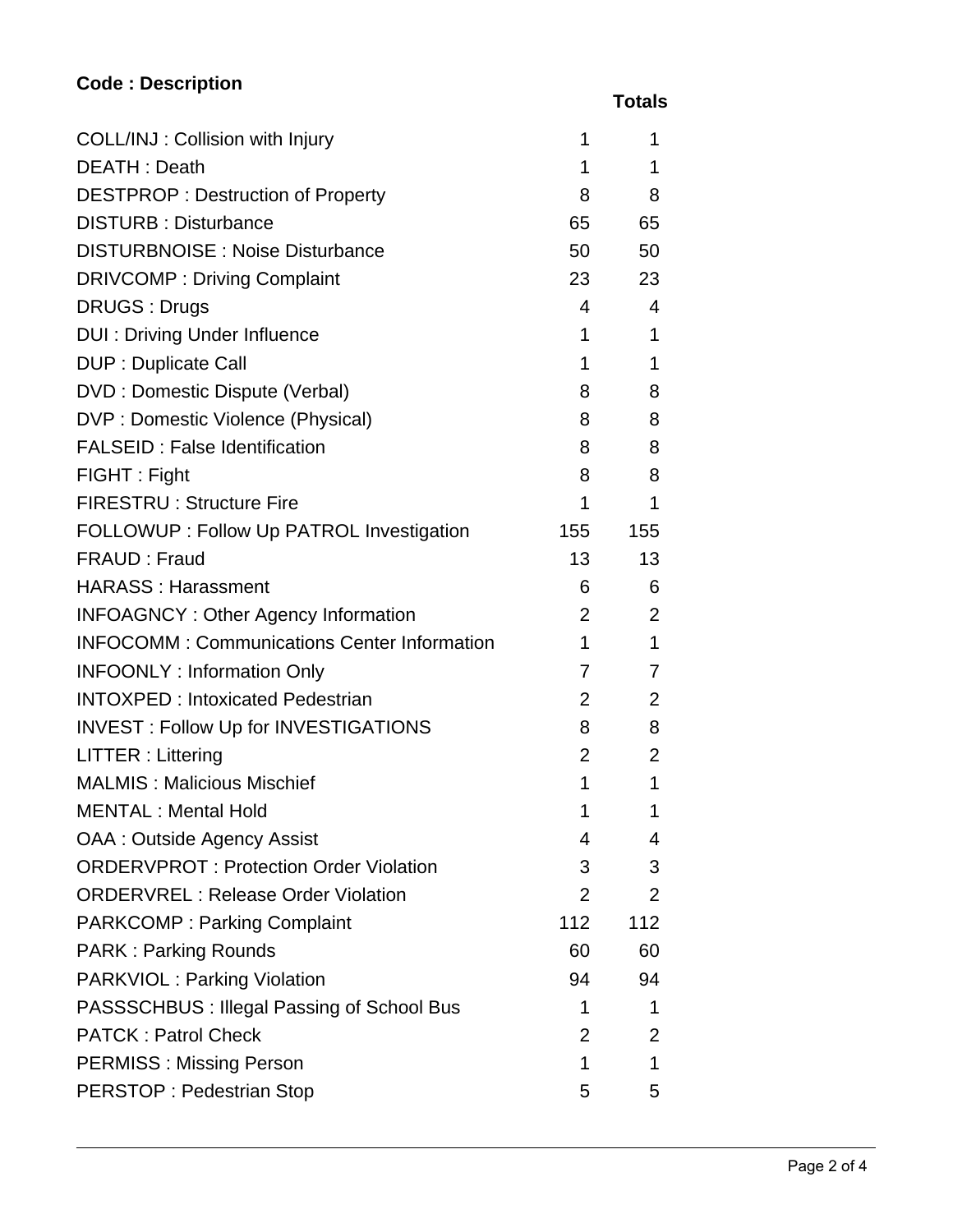| Code : Description | | Totals |
|---|---|---|
| COLL/INJ : Collision with Injury | 1 | 1 |
| DEATH : Death | 1 | 1 |
| DESTPROP : Destruction of Property | 8 | 8 |
| DISTURB : Disturbance | 65 | 65 |
| DISTURBNOISE : Noise Disturbance | 50 | 50 |
| DRIVCOMP : Driving Complaint | 23 | 23 |
| DRUGS : Drugs | 4 | 4 |
| DUI : Driving Under Influence | 1 | 1 |
| DUP : Duplicate Call | 1 | 1 |
| DVD : Domestic Dispute (Verbal) | 8 | 8 |
| DVP : Domestic Violence (Physical) | 8 | 8 |
| FALSEID : False Identification | 8 | 8 |
| FIGHT : Fight | 8 | 8 |
| FIRESTRU : Structure Fire | 1 | 1 |
| FOLLOWUP : Follow Up PATROL Investigation | 155 | 155 |
| FRAUD : Fraud | 13 | 13 |
| HARASS : Harassment | 6 | 6 |
| INFOAGNCY : Other Agency Information | 2 | 2 |
| INFOCOMM : Communications Center Information | 1 | 1 |
| INFOONLY : Information Only | 7 | 7 |
| INTOXPED : Intoxicated Pedestrian | 2 | 2 |
| INVEST : Follow Up for INVESTIGATIONS | 8 | 8 |
| LITTER : Littering | 2 | 2 |
| MALMIS : Malicious Mischief | 1 | 1 |
| MENTAL : Mental Hold | 1 | 1 |
| OAA : Outside Agency Assist | 4 | 4 |
| ORDERVPROT : Protection Order Violation | 3 | 3 |
| ORDERVREL : Release Order Violation | 2 | 2 |
| PARKCOMP : Parking Complaint | 112 | 112 |
| PARK : Parking Rounds | 60 | 60 |
| PARKVIOL : Parking Violation | 94 | 94 |
| PASSSCHBUS : Illegal Passing of School Bus | 1 | 1 |
| PATCK : Patrol Check | 2 | 2 |
| PERMISS : Missing Person | 1 | 1 |
| PERSTOP : Pedestrian Stop | 5 | 5 |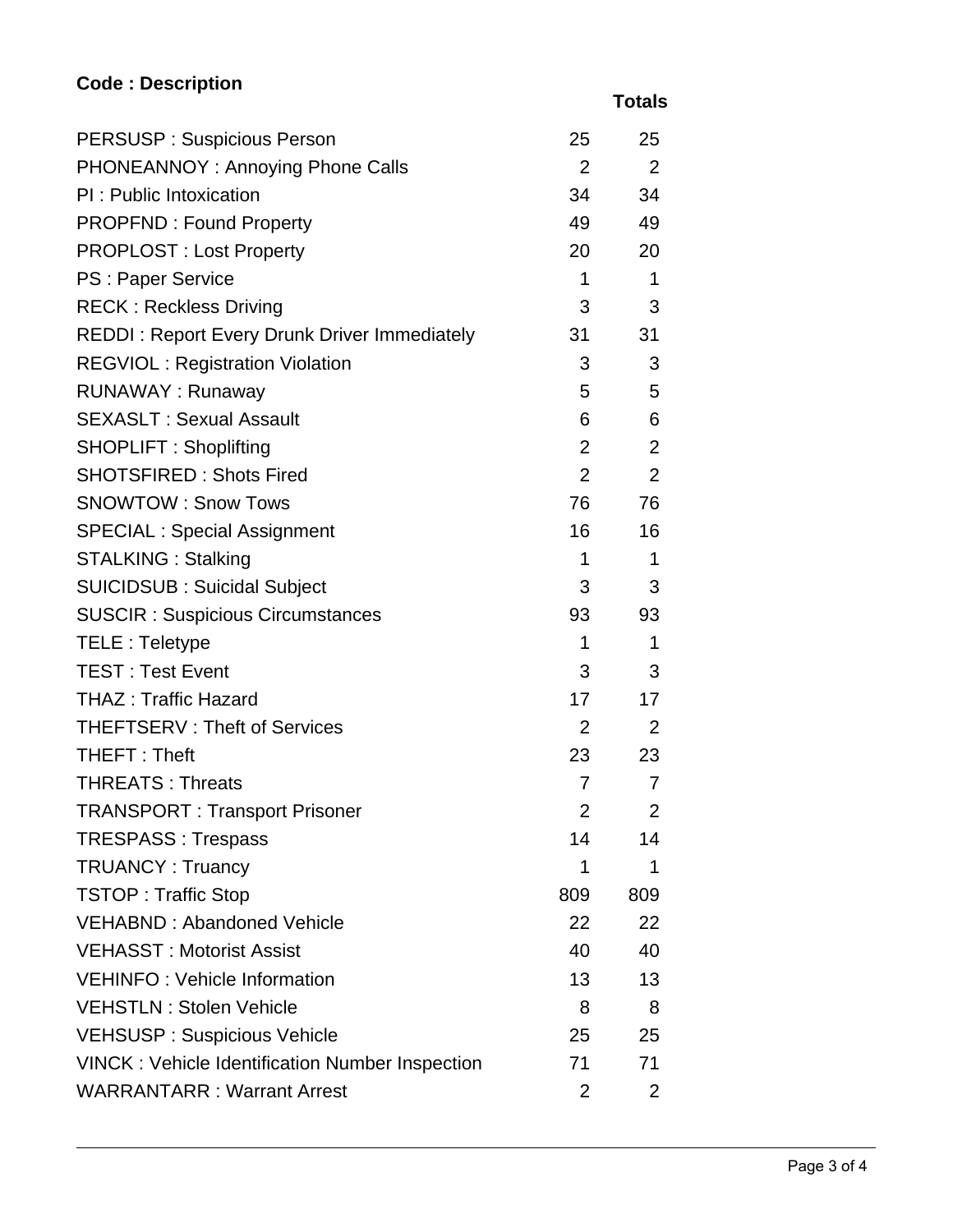| Code : Description | | Totals |
|---|---|---|
| PERSUSP : Suspicious Person | 25 | 25 |
| PHONEANNOY : Annoying Phone Calls | 2 | 2 |
| PI : Public Intoxication | 34 | 34 |
| PROPFND : Found Property | 49 | 49 |
| PROPLOST : Lost Property | 20 | 20 |
| PS : Paper Service | 1 | 1 |
| RECK : Reckless Driving | 3 | 3 |
| REDDI : Report Every Drunk Driver Immediately | 31 | 31 |
| REGVIOL : Registration Violation | 3 | 3 |
| RUNAWAY : Runaway | 5 | 5 |
| SEXASLT : Sexual Assault | 6 | 6 |
| SHOPLIFT : Shoplifting | 2 | 2 |
| SHOTSFIRED : Shots Fired | 2 | 2 |
| SNOWTOW : Snow Tows | 76 | 76 |
| SPECIAL : Special Assignment | 16 | 16 |
| STALKING : Stalking | 1 | 1 |
| SUICIDSUB : Suicidal Subject | 3 | 3 |
| SUSCIR : Suspicious Circumstances | 93 | 93 |
| TELE : Teletype | 1 | 1 |
| TEST : Test Event | 3 | 3 |
| THAZ : Traffic Hazard | 17 | 17 |
| THEFTSERV : Theft of Services | 2 | 2 |
| THEFT : Theft | 23 | 23 |
| THREATS : Threats | 7 | 7 |
| TRANSPORT : Transport Prisoner | 2 | 2 |
| TRESPASS : Trespass | 14 | 14 |
| TRUANCY : Truancy | 1 | 1 |
| TSTOP : Traffic Stop | 809 | 809 |
| VEHABND : Abandoned Vehicle | 22 | 22 |
| VEHASST : Motorist Assist | 40 | 40 |
| VEHINFO : Vehicle Information | 13 | 13 |
| VEHSTLN : Stolen Vehicle | 8 | 8 |
| VEHSUSP : Suspicious Vehicle | 25 | 25 |
| VINCK : Vehicle Identification Number Inspection | 71 | 71 |
| WARRANTARR : Warrant Arrest | 2 | 2 |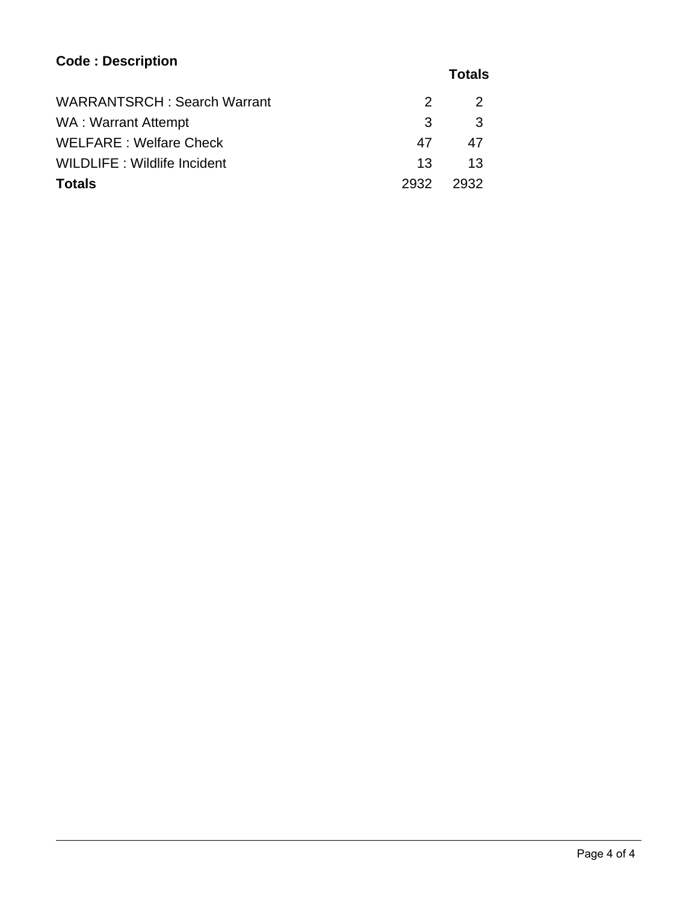| Code : Description | | Totals |
| --- | --- | --- |
| WARRANTSRCH : Search Warrant | 2 | 2 |
| WA : Warrant Attempt | 3 | 3 |
| WELFARE : Welfare Check | 47 | 47 |
| WILDLIFE : Wildlife Incident | 13 | 13 |
| **Totals** | 2932 | 2932 |